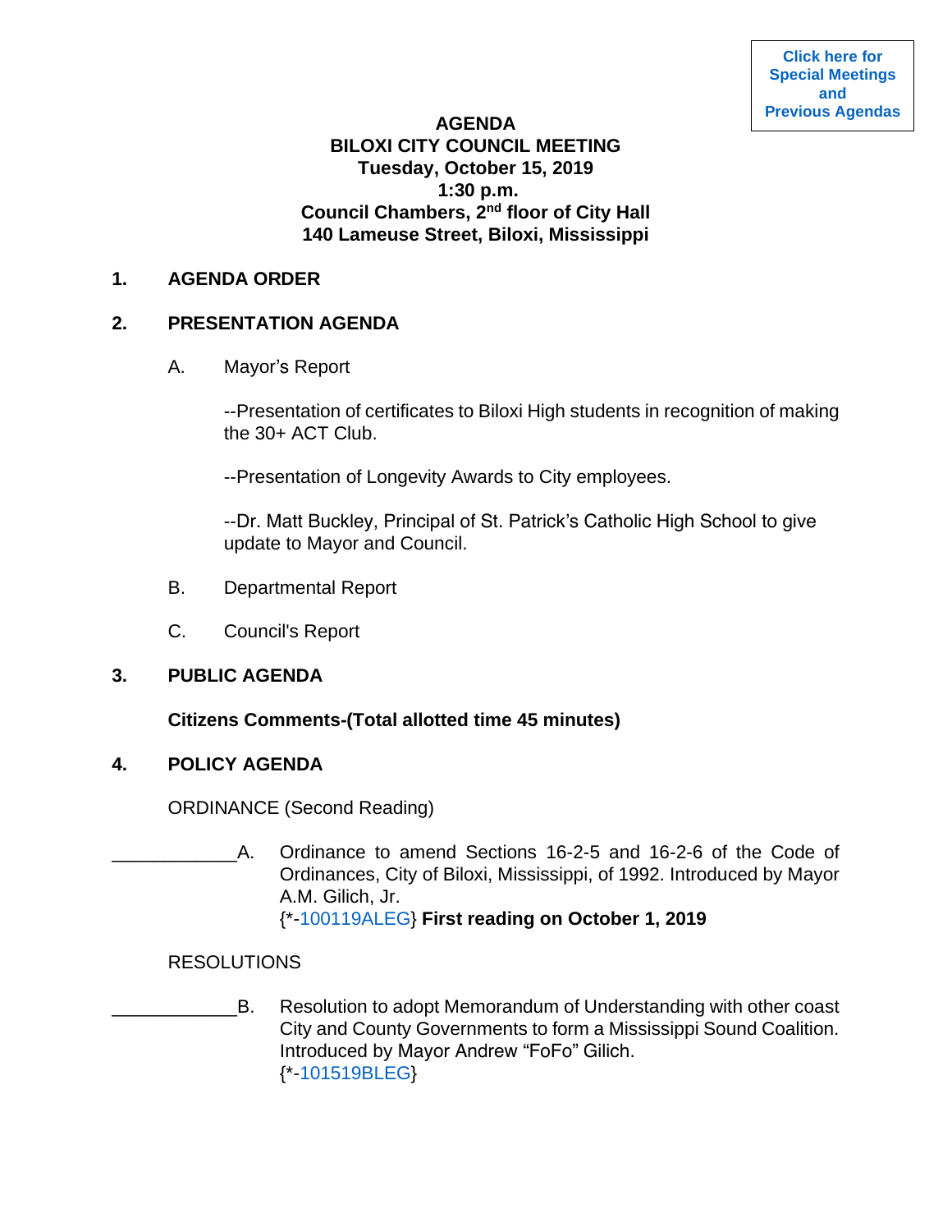Click here for Special Meetings and Previous Agendas

# AGENDA
## BILOXI CITY COUNCIL MEETING
**Tuesday, October 15, 2019**
**1:30 p.m.**
**Council Chambers, 2nd floor of City Hall**
**140 Lameuse Street, Biloxi, Mississippi**

## 1. AGENDA ORDER

## 2. PRESENTATION AGENDA

A. Mayor's Report

--Presentation of certificates to Biloxi High students in recognition of making the 30+ ACT Club.

--Presentation of Longevity Awards to City employees.

--Dr. Matt Buckley, Principal of St. Patrick's Catholic High School to give update to Mayor and Council.

B. Departmental Report

C. Council's Report

## 3. PUBLIC AGENDA

**Citizens Comments-(Total allotted time 45 minutes)**

## 4. POLICY AGENDA

ORDINANCE (Second Reading)

____________A. Ordinance to amend Sections 16-2-5 and 16-2-6 of the Code of Ordinances, City of Biloxi, Mississippi, of 1992. Introduced by Mayor A.M. Gilich, Jr.
{*-100119ALEG} **First reading on October 1, 2019**

RESOLUTIONS

____________B. Resolution to adopt Memorandum of Understanding with other coast City and County Governments to form a Mississippi Sound Coalition. Introduced by Mayor Andrew "FoFo" Gilich.
{*-101519BLEG}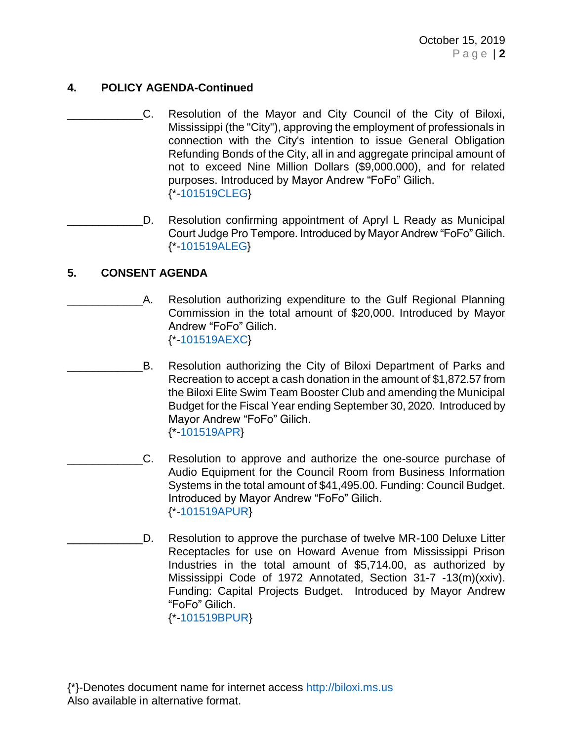## 4. POLICY AGENDA-Continued

____________C. Resolution of the Mayor and City Council of the City of Biloxi, Mississippi (the "City"), approving the employment of professionals in connection with the City's intention to issue General Obligation Refunding Bonds of the City, all in and aggregate principal amount of not to exceed Nine Million Dollars ($9,000.000), and for related purposes. Introduced by Mayor Andrew "FoFo" Gilich.
{*-101519CLEG}

____________D. Resolution confirming appointment of Apryl L Ready as Municipal Court Judge Pro Tempore. Introduced by Mayor Andrew "FoFo" Gilich.
{*-101519ALEG}

## 5. CONSENT AGENDA

____________A. Resolution authorizing expenditure to the Gulf Regional Planning Commission in the total amount of $20,000. Introduced by Mayor Andrew "FoFo" Gilich.
{*-101519AEXC}

____________B. Resolution authorizing the City of Biloxi Department of Parks and Recreation to accept a cash donation in the amount of $1,872.57 from the Biloxi Elite Swim Team Booster Club and amending the Municipal Budget for the Fiscal Year ending September 30, 2020. Introduced by Mayor Andrew "FoFo" Gilich.
{*-101519APR}

____________C. Resolution to approve and authorize the one-source purchase of Audio Equipment for the Council Room from Business Information Systems in the total amount of $41,495.00. Funding: Council Budget. Introduced by Mayor Andrew "FoFo" Gilich.
{*-101519APUR}

____________D. Resolution to approve the purchase of twelve MR-100 Deluxe Litter Receptacles for use on Howard Avenue from Mississippi Prison Industries in the total amount of $5,714.00, as authorized by Mississippi Code of 1972 Annotated, Section 31-7 -13(m)(xxiv). Funding: Capital Projects Budget. Introduced by Mayor Andrew "FoFo" Gilich.
{*-101519BPUR}

{*}-Denotes document name for internet access http://biloxi.ms.us
Also available in alternative format.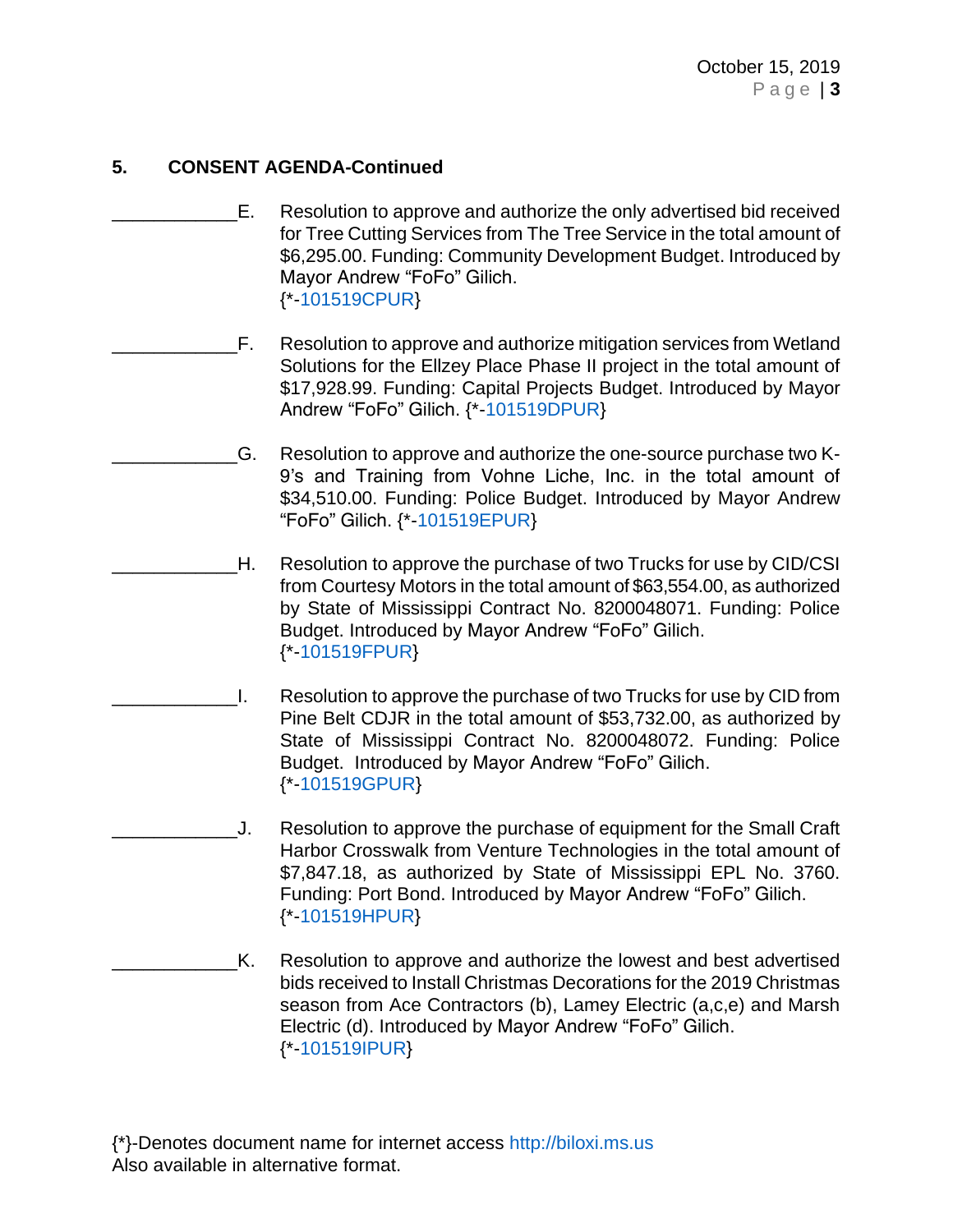### 5. CONSENT AGENDA-Continued

____________E. Resolution to approve and authorize the only advertised bid received for Tree Cutting Services from The Tree Service in the total amount of $6,295.00. Funding: Community Development Budget. Introduced by Mayor Andrew "FoFo" Gilich. {*-101519CPUR}

____________F. Resolution to approve and authorize mitigation services from Wetland Solutions for the Ellzey Place Phase II project in the total amount of $17,928.99. Funding: Capital Projects Budget. Introduced by Mayor Andrew "FoFo" Gilich. {*-101519DPUR}

____________G. Resolution to approve and authorize the one-source purchase two K-9's and Training from Vohne Liche, Inc. in the total amount of $34,510.00. Funding: Police Budget. Introduced by Mayor Andrew "FoFo" Gilich. {*-101519EPUR}

____________H. Resolution to approve the purchase of two Trucks for use by CID/CSI from Courtesy Motors in the total amount of $63,554.00, as authorized by State of Mississippi Contract No. 8200048071. Funding: Police Budget. Introduced by Mayor Andrew "FoFo" Gilich. {*-101519FPUR}

____________I. Resolution to approve the purchase of two Trucks for use by CID from Pine Belt CDJR in the total amount of $53,732.00, as authorized by State of Mississippi Contract No. 8200048072. Funding: Police Budget. Introduced by Mayor Andrew "FoFo" Gilich. {*-101519GPUR}

____________J. Resolution to approve the purchase of equipment for the Small Craft Harbor Crosswalk from Venture Technologies in the total amount of $7,847.18, as authorized by State of Mississippi EPL No. 3760. Funding: Port Bond. Introduced by Mayor Andrew "FoFo" Gilich. {*-101519HPUR}

____________K. Resolution to approve and authorize the lowest and best advertised bids received to Install Christmas Decorations for the 2019 Christmas season from Ace Contractors (b), Lamey Electric (a,c,e) and Marsh Electric (d). Introduced by Mayor Andrew "FoFo" Gilich. {*-101519IPUR}

{*}-Denotes document name for internet access http://biloxi.ms.us
Also available in alternative format.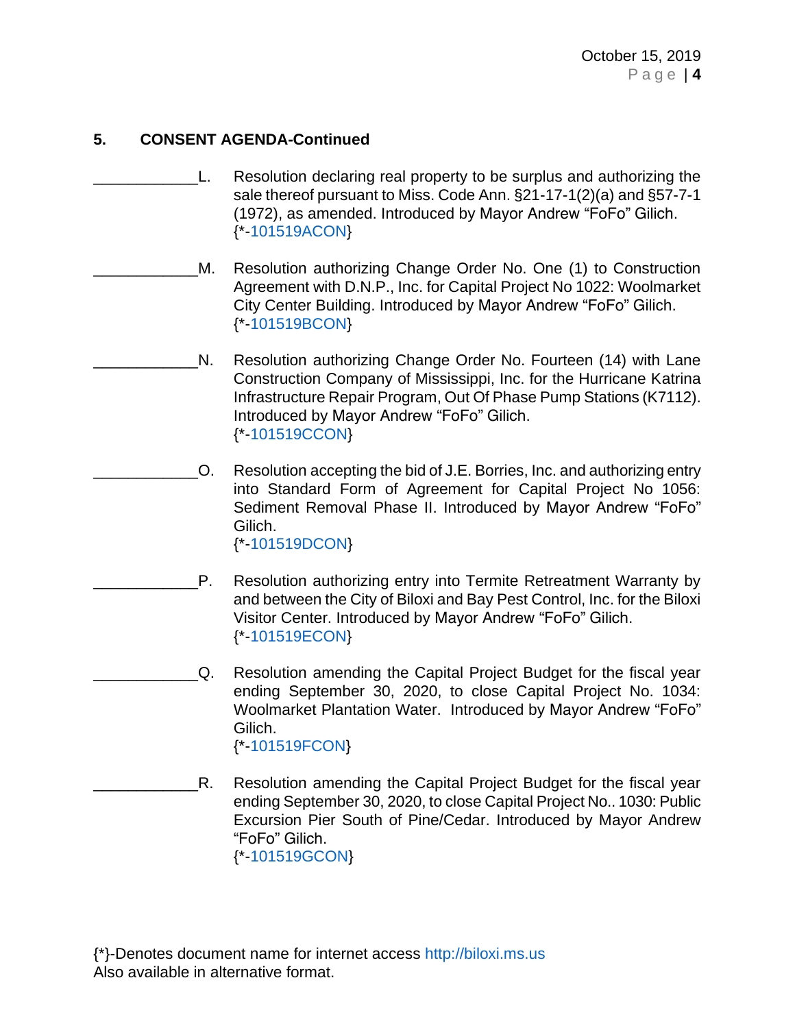**5. CONSENT AGENDA-Continued**

____________L. Resolution declaring real property to be surplus and authorizing the sale thereof pursuant to Miss. Code Ann. §21-17-1(2)(a) and §57-7-1 (1972), as amended. Introduced by Mayor Andrew "FoFo" Gilich. {*-101519ACON}

____________M. Resolution authorizing Change Order No. One (1) to Construction Agreement with D.N.P., Inc. for Capital Project No 1022: Woolmarket City Center Building. Introduced by Mayor Andrew "FoFo" Gilich. {*-101519BCON}

____________N. Resolution authorizing Change Order No. Fourteen (14) with Lane Construction Company of Mississippi, Inc. for the Hurricane Katrina Infrastructure Repair Program, Out Of Phase Pump Stations (K7112). Introduced by Mayor Andrew "FoFo" Gilich. {*-101519CCON}

____________O. Resolution accepting the bid of J.E. Borries, Inc. and authorizing entry into Standard Form of Agreement for Capital Project No 1056: Sediment Removal Phase II. Introduced by Mayor Andrew "FoFo" Gilich. {*-101519DCON}

____________P. Resolution authorizing entry into Termite Retreatment Warranty by and between the City of Biloxi and Bay Pest Control, Inc. for the Biloxi Visitor Center. Introduced by Mayor Andrew "FoFo" Gilich. {*-101519ECON}

____________Q. Resolution amending the Capital Project Budget for the fiscal year ending September 30, 2020, to close Capital Project No. 1034: Woolmarket Plantation Water. Introduced by Mayor Andrew "FoFo" Gilich. {*-101519FCON}

____________R. Resolution amending the Capital Project Budget for the fiscal year ending September 30, 2020, to close Capital Project No.. 1030: Public Excursion Pier South of Pine/Cedar. Introduced by Mayor Andrew "FoFo" Gilich. {*-101519GCON}

{*}-Denotes document name for internet access http://biloxi.ms.us
Also available in alternative format.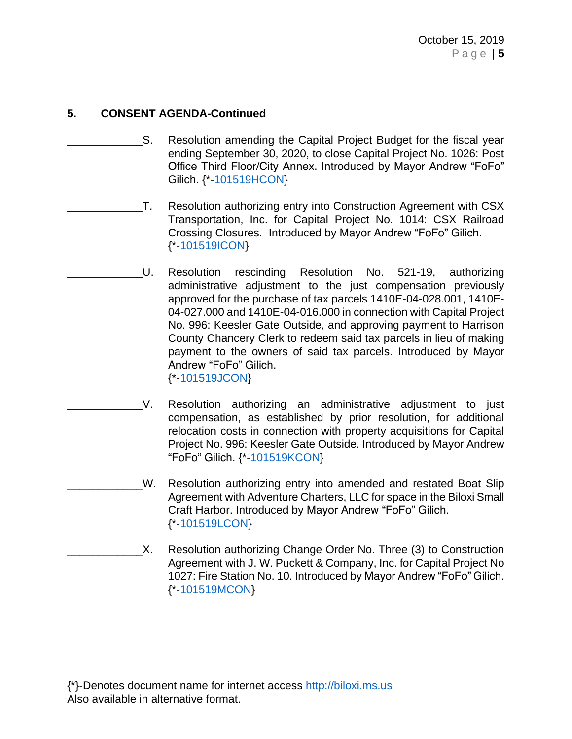**5. CONSENT AGENDA-Continued**

____________S. Resolution amending the Capital Project Budget for the fiscal year ending September 30, 2020, to close Capital Project No. 1026: Post Office Third Floor/City Annex. Introduced by Mayor Andrew "FoFo" Gilich. {*-101519HCON}

____________T. Resolution authorizing entry into Construction Agreement with CSX Transportation, Inc. for Capital Project No. 1014: CSX Railroad Crossing Closures. Introduced by Mayor Andrew "FoFo" Gilich. {*-101519ICON}

____________U. Resolution rescinding Resolution No. 521-19, authorizing administrative adjustment to the just compensation previously approved for the purchase of tax parcels 1410E-04-028.001, 1410E-04-027.000 and 1410E-04-016.000 in connection with Capital Project No. 996: Keesler Gate Outside, and approving payment to Harrison County Chancery Clerk to redeem said tax parcels in lieu of making payment to the owners of said tax parcels. Introduced by Mayor Andrew "FoFo" Gilich. {*-101519JCON}

____________V. Resolution authorizing an administrative adjustment to just compensation, as established by prior resolution, for additional relocation costs in connection with property acquisitions for Capital Project No. 996: Keesler Gate Outside. Introduced by Mayor Andrew "FoFo" Gilich. {*-101519KCON}

____________W. Resolution authorizing entry into amended and restated Boat Slip Agreement with Adventure Charters, LLC for space in the Biloxi Small Craft Harbor. Introduced by Mayor Andrew "FoFo" Gilich. {*-101519LCON}

____________X. Resolution authorizing Change Order No. Three (3) to Construction Agreement with J. W. Puckett & Company, Inc. for Capital Project No 1027: Fire Station No. 10. Introduced by Mayor Andrew "FoFo" Gilich. {*-101519MCON}

{*}-Denotes document name for internet access http://biloxi.ms.us
Also available in alternative format.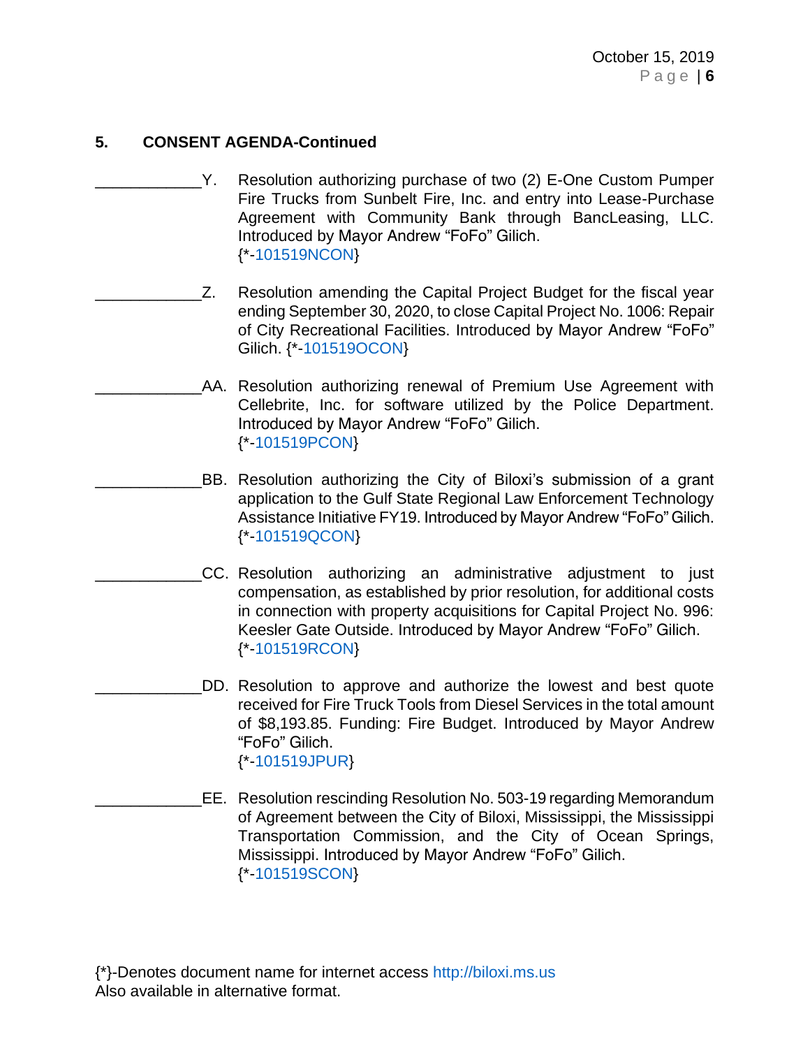**5. CONSENT AGENDA-Continued**

____________Y. Resolution authorizing purchase of two (2) E-One Custom Pumper Fire Trucks from Sunbelt Fire, Inc. and entry into Lease-Purchase Agreement with Community Bank through BancLeasing, LLC. Introduced by Mayor Andrew "FoFo" Gilich. {*-101519NCON}

____________Z. Resolution amending the Capital Project Budget for the fiscal year ending September 30, 2020, to close Capital Project No. 1006: Repair of City Recreational Facilities. Introduced by Mayor Andrew "FoFo" Gilich. {*-101519OCON}

____________AA. Resolution authorizing renewal of Premium Use Agreement with Cellebrite, Inc. for software utilized by the Police Department. Introduced by Mayor Andrew "FoFo" Gilich. {*-101519PCON}

____________BB. Resolution authorizing the City of Biloxi's submission of a grant application to the Gulf State Regional Law Enforcement Technology Assistance Initiative FY19. Introduced by Mayor Andrew "FoFo" Gilich. {*-101519QCON}

____________CC. Resolution authorizing an administrative adjustment to just compensation, as established by prior resolution, for additional costs in connection with property acquisitions for Capital Project No. 996: Keesler Gate Outside. Introduced by Mayor Andrew "FoFo" Gilich. {*-101519RCON}

____________DD. Resolution to approve and authorize the lowest and best quote received for Fire Truck Tools from Diesel Services in the total amount of $8,193.85. Funding: Fire Budget. Introduced by Mayor Andrew "FoFo" Gilich. {*-101519JPUR}

____________EE. Resolution rescinding Resolution No. 503-19 regarding Memorandum of Agreement between the City of Biloxi, Mississippi, the Mississippi Transportation Commission, and the City of Ocean Springs, Mississippi. Introduced by Mayor Andrew "FoFo" Gilich. {*-101519SCON}

{*}-Denotes document name for internet access http://biloxi.ms.us
Also available in alternative format.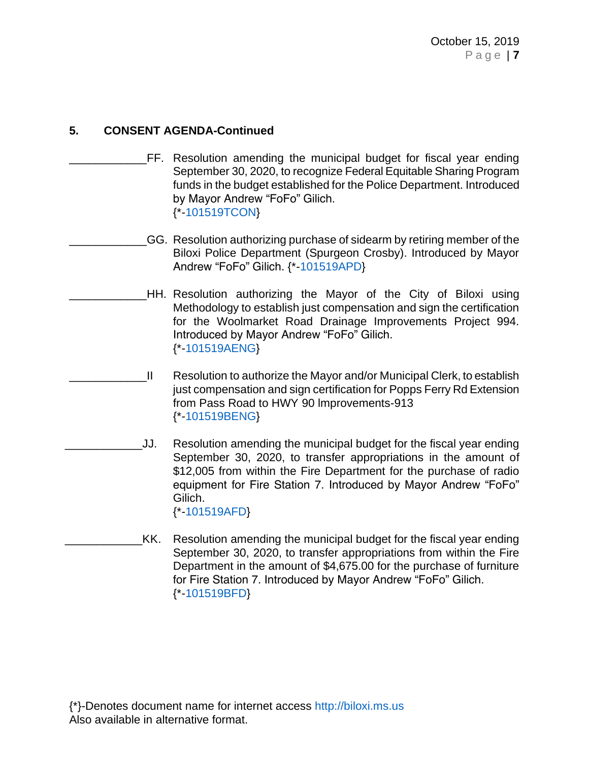**5. CONSENT AGENDA-Continued**

____________FF. Resolution amending the municipal budget for fiscal year ending September 30, 2020, to recognize Federal Equitable Sharing Program funds in the budget established for the Police Department. Introduced by Mayor Andrew "FoFo" Gilich.
{*-101519TCON}

____________GG. Resolution authorizing purchase of sidearm by retiring member of the Biloxi Police Department (Spurgeon Crosby). Introduced by Mayor Andrew "FoFo" Gilich. {*-101519APD}

____________HH. Resolution authorizing the Mayor of the City of Biloxi using Methodology to establish just compensation and sign the certification for the Woolmarket Road Drainage Improvements Project 994. Introduced by Mayor Andrew "FoFo" Gilich.
{*-101519AENG}

____________II Resolution to authorize the Mayor and/or Municipal Clerk, to establish just compensation and sign certification for Popps Ferry Rd Extension from Pass Road to HWY 90 Improvements-913
{*-101519BENG}

____________JJ. Resolution amending the municipal budget for the fiscal year ending September 30, 2020, to transfer appropriations in the amount of $12,005 from within the Fire Department for the purchase of radio equipment for Fire Station 7. Introduced by Mayor Andrew "FoFo" Gilich.
{*-101519AFD}

____________KK. Resolution amending the municipal budget for the fiscal year ending September 30, 2020, to transfer appropriations from within the Fire Department in the amount of $4,675.00 for the purchase of furniture for Fire Station 7. Introduced by Mayor Andrew "FoFo" Gilich.
{*-101519BFD}

{*}-Denotes document name for internet access http://biloxi.ms.us
Also available in alternative format.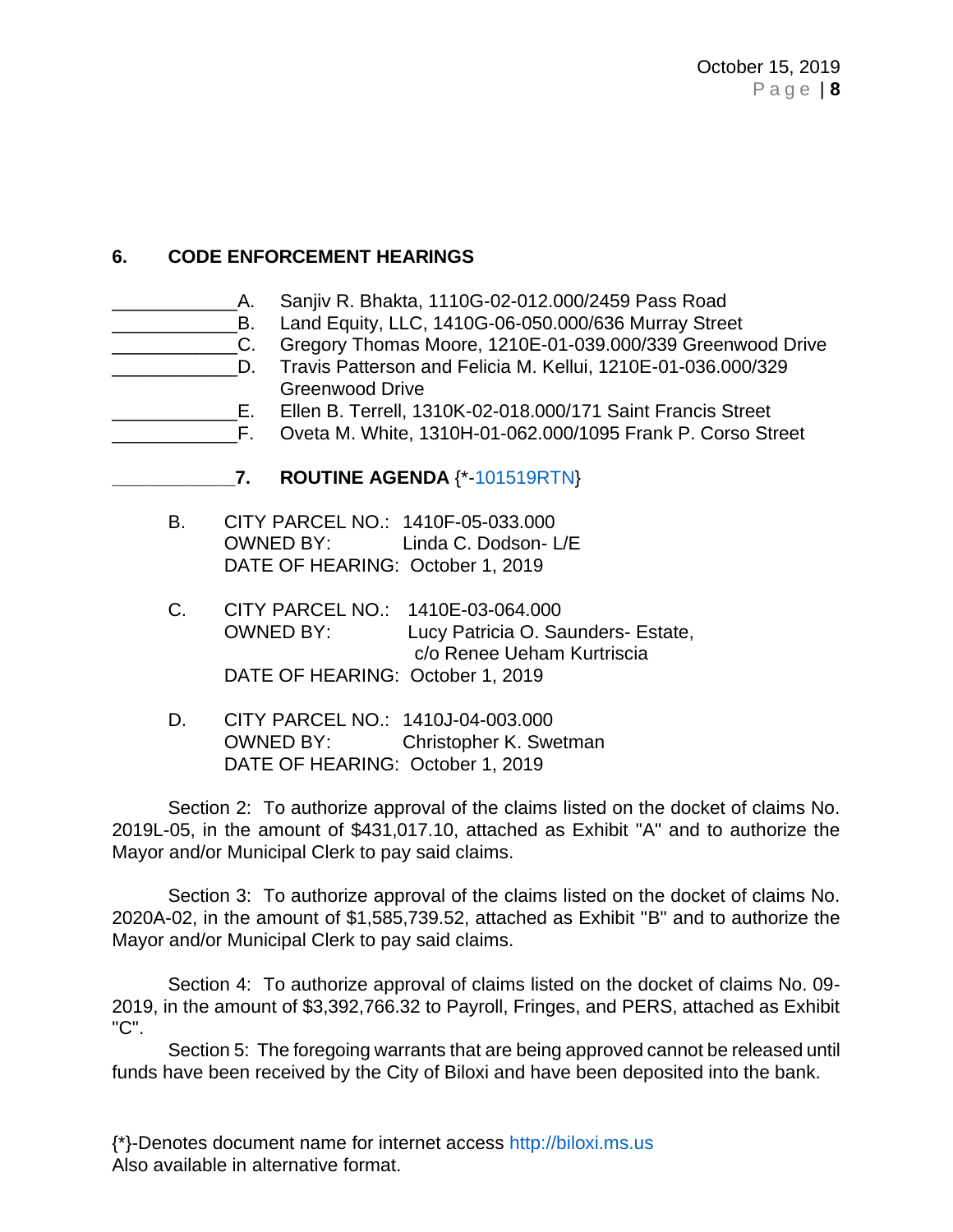## 6. CODE ENFORCEMENT HEARINGS

____________A. Sanjiv R. Bhakta, 1110G-02-012.000/2459 Pass Road
____________B. Land Equity, LLC, 1410G-06-050.000/636 Murray Street
____________C. Gregory Thomas Moore, 1210E-01-039.000/339 Greenwood Drive
____________D. Travis Patterson and Felicia M. Kellui, 1210E-01-036.000/329 Greenwood Drive
____________E. Ellen B. Terrell, 1310K-02-018.000/171 Saint Francis Street
____________F. Oveta M. White, 1310H-01-062.000/1095 Frank P. Corso Street

**____________7. ROUTINE AGENDA** {*-101519RTN}

B. CITY PARCEL NO.: 1410F-05-033.000
OWNED BY: Linda C. Dodson- L/E
DATE OF HEARING: October 1, 2019

C. CITY PARCEL NO.: 1410E-03-064.000
OWNED BY: Lucy Patricia O. Saunders- Estate, c/o Renee Ueham Kurtriscia
DATE OF HEARING: October 1, 2019

D. CITY PARCEL NO.: 1410J-04-003.000
OWNED BY: Christopher K. Swetman
DATE OF HEARING: October 1, 2019

Section 2: To authorize approval of the claims listed on the docket of claims No. 2019L-05, in the amount of $431,017.10, attached as Exhibit "A" and to authorize the Mayor and/or Municipal Clerk to pay said claims.

Section 3: To authorize approval of the claims listed on the docket of claims No. 2020A-02, in the amount of $1,585,739.52, attached as Exhibit "B" and to authorize the Mayor and/or Municipal Clerk to pay said claims.

Section 4: To authorize approval of claims listed on the docket of claims No. 09-2019, in the amount of $3,392,766.32 to Payroll, Fringes, and PERS, attached as Exhibit "C".

Section 5: The foregoing warrants that are being approved cannot be released until funds have been received by the City of Biloxi and have been deposited into the bank.

{*}-Denotes document name for internet access http://biloxi.ms.us
Also available in alternative format.